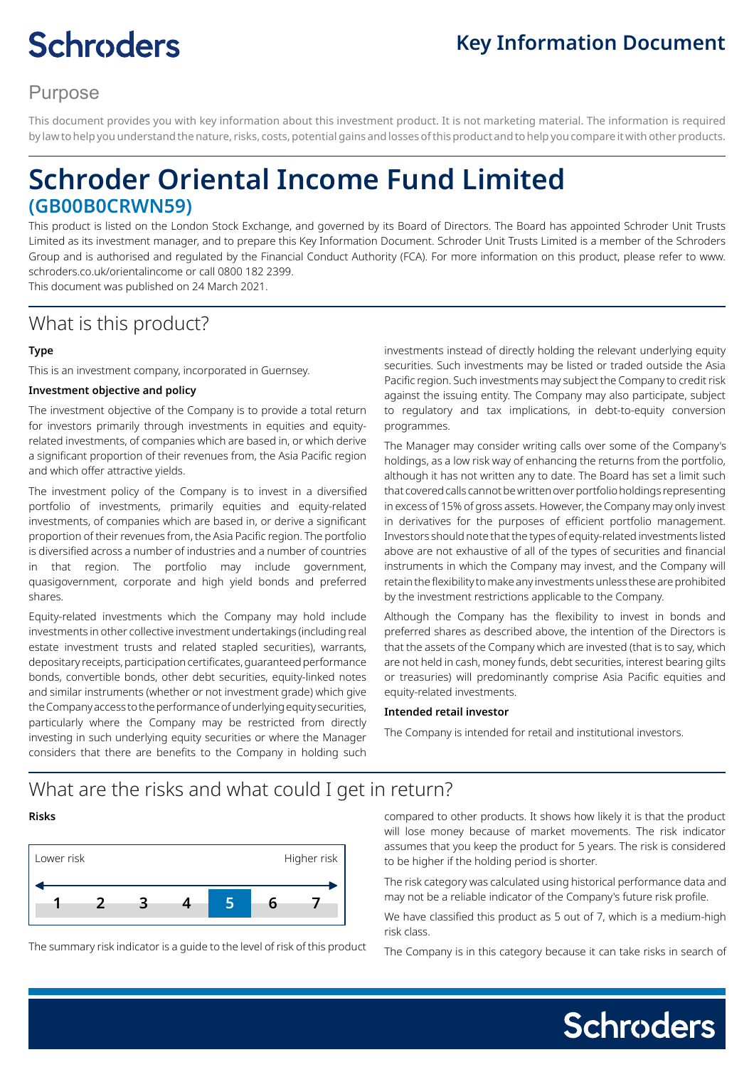# Key Information Document

## Purpose

This document provides you with key information about this investment product. It is not marketing material. The information is required by law to help you understand the nature, risks, costs, potential gains and losses of this product and to help you compare it with other products.

# Schroder Oriental Income Fund Limited

## (GB00B0CRWN59)

This product is listed on the London Stock Exchange, and governed by its Board of Directors. The Board has appointed Schroder Unit Trusts Limited as its investment manager, and to prepare this Key Information Document. Schroder Unit Trusts Limited is a member of the Schroders Group and is authorised and regulated by the Financial Conduct Authority (FCA). For more information on this product, please refer to www.schroders.co.uk/orientalincome or call 0800 182 2399.

This document was published on 24 March 2021.

## What is this product?

**Type**

This is an investment company, incorporated in Guernsey.

**Investment objective and policy**

The investment objective of the Company is to provide a total return for investors primarily through investments in equities and equity-related investments, of companies which are based in, or which derive a significant proportion of their revenues from, the Asia Pacific region and which offer attractive yields.

The investment policy of the Company is to invest in a diversified portfolio of investments, primarily equities and equity-related investments, of companies which are based in, or derive a significant proportion of their revenues from, the Asia Pacific region. The portfolio is diversified across a number of industries and a number of countries in that region. The portfolio may include government, quasigovernment, corporate and high yield bonds and preferred shares.

Equity-related investments which the Company may hold include investments in other collective investment undertakings (including real estate investment trusts and related stapled securities), warrants, depositary receipts, participation certificates, guaranteed performance bonds, convertible bonds, other debt securities, equity-linked notes and similar instruments (whether or not investment grade) which give the Company access to the performance of underlying equity securities, particularly where the Company may be restricted from directly investing in such underlying equity securities or where the Manager considers that there are benefits to the Company in holding such investments instead of directly holding the relevant underlying equity securities. Such investments may be listed or traded outside the Asia Pacific region. Such investments may subject the Company to credit risk against the issuing entity. The Company may also participate, subject to regulatory and tax implications, in debt-to-equity conversion programmes.

The Manager may consider writing calls over some of the Company's holdings, as a low risk way of enhancing the returns from the portfolio, although it has not written any to date. The Board has set a limit such that covered calls cannot be written over portfolio holdings representing in excess of 15% of gross assets. However, the Company may only invest in derivatives for the purposes of efficient portfolio management. Investors should note that the types of equity-related investments listed above are not exhaustive of all of the types of securities and financial instruments in which the Company may invest, and the Company will retain the flexibility to make any investments unless these are prohibited by the investment restrictions applicable to the Company.

Although the Company has the flexibility to invest in bonds and preferred shares as described above, the intention of the Directors is that the assets of the Company which are invested (that is to say, which are not held in cash, money funds, debt securities, interest bearing gilts or treasuries) will predominantly comprise Asia Pacific equities and equity-related investments.

**Intended retail investor**

The Company is intended for retail and institutional investors.

## What are the risks and what could I get in return?

**Risks**

| Lower risk | | | | | | Higher risk |
|---|---|---|---|---|---|---|
| 1 | 2 | 3 | 4 | **5** | 6 | 7 |

The summary risk indicator is a guide to the level of risk of this product compared to other products. It shows how likely it is that the product will lose money because of market movements. The risk indicator assumes that you keep the product for 5 years. The risk is considered to be higher if the holding period is shorter.

The risk category was calculated using historical performance data and may not be a reliable indicator of the Company's future risk profile.

We have classified this product as 5 out of 7, which is a medium-high risk class.

The Company is in this category because it can take risks in search of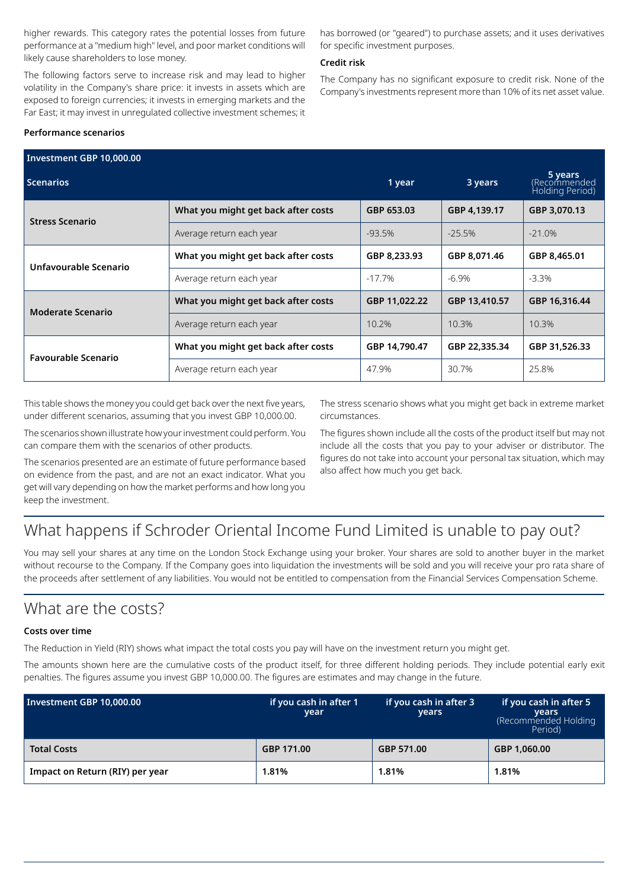higher rewards. This category rates the potential losses from future performance at a "medium high" level, and poor market conditions will likely cause shareholders to lose money.

The following factors serve to increase risk and may lead to higher volatility in the Company's share price: it invests in assets which are exposed to foreign currencies; it invests in emerging markets and the Far East; it may invest in unregulated collective investment schemes; it has borrowed (or "geared") to purchase assets; and it uses derivatives for specific investment purposes.

**Credit risk**

The Company has no significant exposure to credit risk. None of the Company's investments represent more than 10% of its net asset value.

**Performance scenarios**

| Investment GBP 10,000.00 | | | | |
|---|---|---|---|---|
| **Scenarios** | | **1 year** | **3 years** | **5 years** (Recommended Holding Period) |
| **Stress Scenario** | **What you might get back after costs** | **GBP 653.03** | **GBP 4,139.17** | **GBP 3,070.13** |
| | Average return each year | -93.5% | -25.5% | -21.0% |
| **Unfavourable Scenario** | **What you might get back after costs** | **GBP 8,233.93** | **GBP 8,071.46** | **GBP 8,465.01** |
| | Average return each year | -17.7% | -6.9% | -3.3% |
| **Moderate Scenario** | **What you might get back after costs** | **GBP 11,022.22** | **GBP 13,410.57** | **GBP 16,316.44** |
| | Average return each year | 10.2% | 10.3% | 10.3% |
| **Favourable Scenario** | **What you might get back after costs** | **GBP 14,790.47** | **GBP 22,335.34** | **GBP 31,526.33** |
| | Average return each year | 47.9% | 30.7% | 25.8% |

This table shows the money you could get back over the next five years, under different scenarios, assuming that you invest GBP 10,000.00.

The scenarios shown illustrate how your investment could perform. You can compare them with the scenarios of other products.

The scenarios presented are an estimate of future performance based on evidence from the past, and are not an exact indicator. What you get will vary depending on how the market performs and how long you keep the investment.

The stress scenario shows what you might get back in extreme market circumstances.

The figures shown include all the costs of the product itself but may not include all the costs that you pay to your adviser or distributor. The figures do not take into account your personal tax situation, which may also affect how much you get back.

# What happens if Schroder Oriental Income Fund Limited is unable to pay out?

You may sell your shares at any time on the London Stock Exchange using your broker. Your shares are sold to another buyer in the market without recourse to the Company. If the Company goes into liquidation the investments will be sold and you will receive your pro rata share of the proceeds after settlement of any liabilities. You would not be entitled to compensation from the Financial Services Compensation Scheme.

# What are the costs?

**Costs over time**

The Reduction in Yield (RIY) shows what impact the total costs you pay will have on the investment return you might get.

The amounts shown here are the cumulative costs of the product itself, for three different holding periods. They include potential early exit penalties. The figures assume you invest GBP 10,000.00. The figures are estimates and may change in the future.

| Investment GBP 10,000.00 | if you cash in after 1 year | if you cash in after 3 years | if you cash in after 5 years (Recommended Holding Period) |
|---|---|---|---|
| **Total Costs** | **GBP 171.00** | **GBP 571.00** | **GBP 1,060.00** |
| **Impact on Return (RIY) per year** | **1.81%** | **1.81%** | **1.81%** |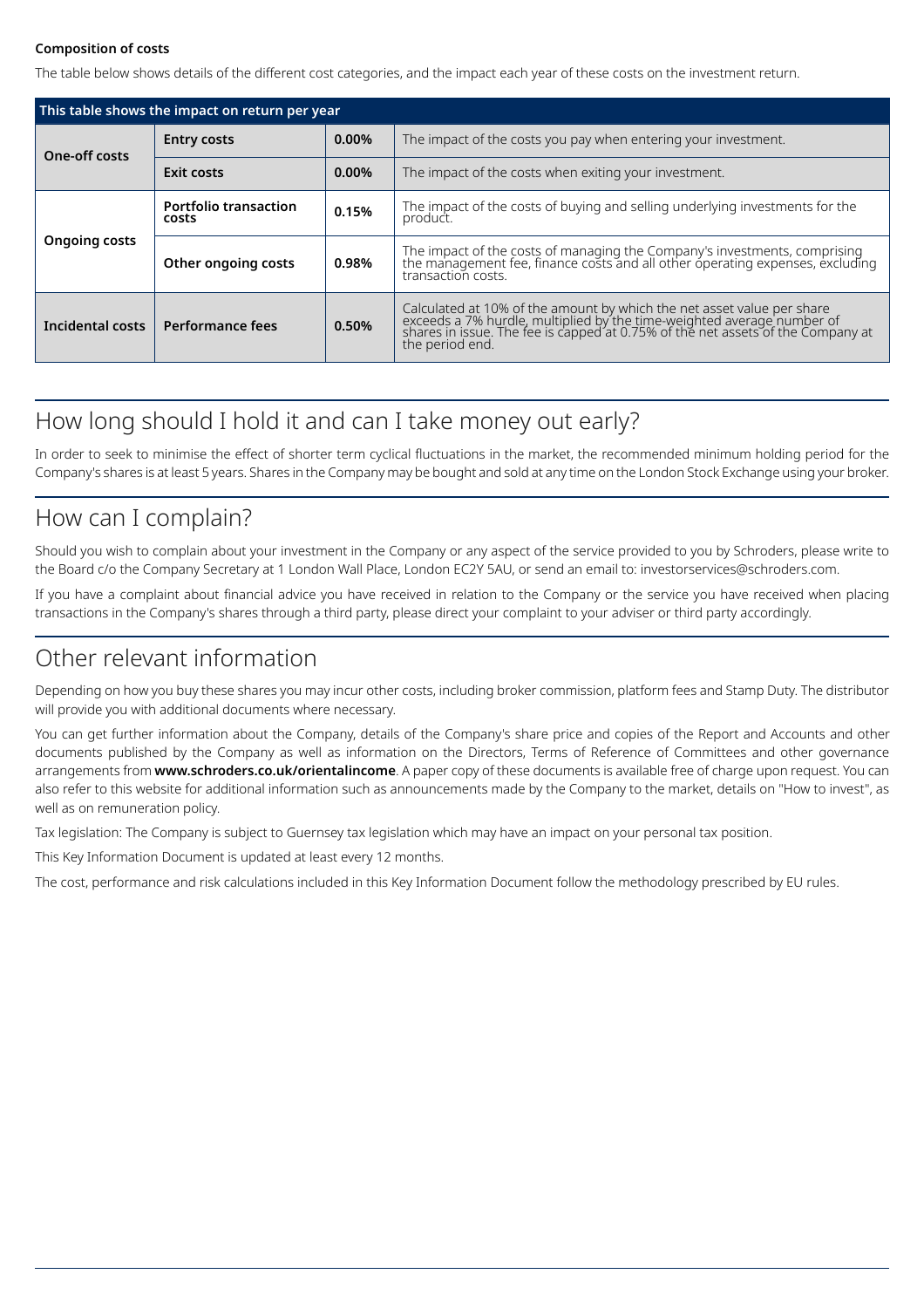**Composition of costs**

The table below shows details of the different cost categories, and the impact each year of these costs on the investment return.

| This table shows the impact on return per year | | | |
|---|---|---|---|
| **One-off costs** | **Entry costs** | **0.00%** | The impact of the costs you pay when entering your investment. |
| | **Exit costs** | **0.00%** | The impact of the costs when exiting your investment. |
| **Ongoing costs** | **Portfolio transaction costs** | **0.15%** | The impact of the costs of buying and selling underlying investments for the product. |
| | **Other ongoing costs** | **0.98%** | The impact of the costs of managing the Company's investments, comprising the management fee, finance costs and all other operating expenses, excluding transaction costs. |
| **Incidental costs** | **Performance fees** | **0.50%** | Calculated at 10% of the amount by which the net asset value per share exceeds a 7% hurdle, multiplied by the time-weighted average number of shares in issue. The fee is capped at 0.75% of the net assets of the Company at the period end. |

## How long should I hold it and can I take money out early?

In order to seek to minimise the effect of shorter term cyclical fluctuations in the market, the recommended minimum holding period for the Company's shares is at least 5 years. Shares in the Company may be bought and sold at any time on the London Stock Exchange using your broker.

## How can I complain?

Should you wish to complain about your investment in the Company or any aspect of the service provided to you by Schroders, please write to the Board c/o the Company Secretary at 1 London Wall Place, London EC2Y 5AU, or send an email to: investorservices@schroders.com.

If you have a complaint about financial advice you have received in relation to the Company or the service you have received when placing transactions in the Company's shares through a third party, please direct your complaint to your adviser or third party accordingly.

## Other relevant information

Depending on how you buy these shares you may incur other costs, including broker commission, platform fees and Stamp Duty. The distributor will provide you with additional documents where necessary.

You can get further information about the Company, details of the Company's share price and copies of the Report and Accounts and other documents published by the Company as well as information on the Directors, Terms of Reference of Committees and other governance arrangements from **www.schroders.co.uk/orientalincome**. A paper copy of these documents is available free of charge upon request. You can also refer to this website for additional information such as announcements made by the Company to the market, details on "How to invest", as well as on remuneration policy.

Tax legislation: The Company is subject to Guernsey tax legislation which may have an impact on your personal tax position.

This Key Information Document is updated at least every 12 months.

The cost, performance and risk calculations included in this Key Information Document follow the methodology prescribed by EU rules.